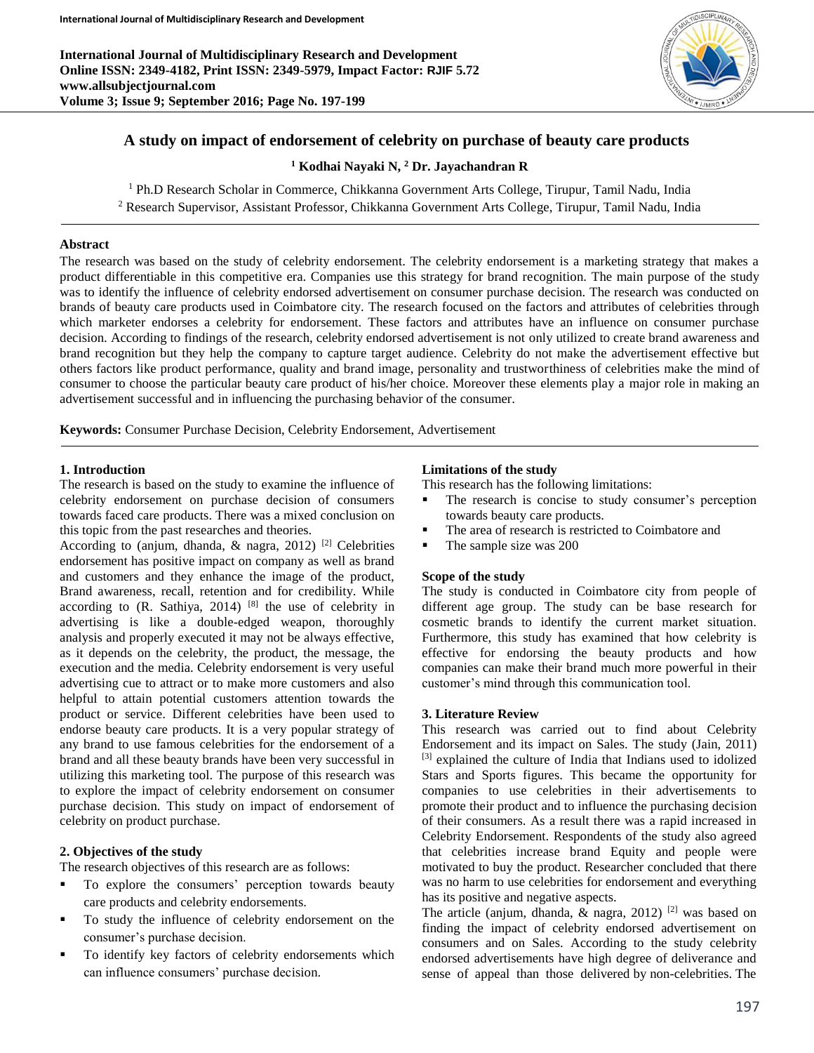# A study on impact of endorsement of celebrity on purchase of beauty care products

**[1] Kodhai Nayaki N, [2] Dr. Jayachandran R**

[1] Ph.D Research Scholar in Commerce, Chikkanna Government Arts College, Tirupur, Tamil Nadu, India
[2] Research Supervisor, Assistant Professor, Chikkanna Government Arts College, Tirupur, Tamil Nadu, India

## Abstract

The research was based on the study of celebrity endorsement. The celebrity endorsement is a marketing strategy that makes a product differentiable in this competitive era. Companies use this strategy for brand recognition. The main purpose of the study was to identify the influence of celebrity endorsed advertisement on consumer purchase decision. The research was conducted on brands of beauty care products used in Coimbatore city. The research focused on the factors and attributes of celebrities through which marketer endorses a celebrity for endorsement. These factors and attributes have an influence on consumer purchase decision. According to findings of the research, celebrity endorsed advertisement is not only utilized to create brand awareness and brand recognition but they help the company to capture target audience. Celebrity do not make the advertisement effective but others factors like product performance, quality and brand image, personality and trustworthiness of celebrities make the mind of consumer to choose the particular beauty care product of his/her choice. Moreover these elements play a major role in making an advertisement successful and in influencing the purchasing behavior of the consumer.

**Keywords:** Consumer Purchase Decision, Celebrity Endorsement, Advertisement

## 1. Introduction

The research is based on the study to examine the influence of celebrity endorsement on purchase decision of consumers towards faced care products. There was a mixed conclusion on this topic from the past researches and theories.

According to (anjum, dhanda, & nagra, 2012) [2] Celebrities endorsement has positive impact on company as well as brand and customers and they enhance the image of the product, Brand awareness, recall, retention and for credibility. While according to (R. Sathiya, 2014) [8] the use of celebrity in advertising is like a double-edged weapon, thoroughly analysis and properly executed it may not be always effective, as it depends on the celebrity, the product, the message, the execution and the media. Celebrity endorsement is very useful advertising cue to attract or to make more customers and also helpful to attain potential customers attention towards the product or service. Different celebrities have been used to endorse beauty care products. It is a very popular strategy of any brand to use famous celebrities for the endorsement of a brand and all these beauty brands have been very successful in utilizing this marketing tool. The purpose of this research was to explore the impact of celebrity endorsement on consumer purchase decision. This study on impact of endorsement of celebrity on product purchase.

## 2. Objectives of the study

The research objectives of this research are as follows:

- To explore the consumers' perception towards beauty care products and celebrity endorsements.
- To study the influence of celebrity endorsement on the consumer's purchase decision.
- To identify key factors of celebrity endorsements which can influence consumers' purchase decision.

### Limitations of the study

This research has the following limitations:

- The research is concise to study consumer's perception towards beauty care products.
- The area of research is restricted to Coimbatore and
- The sample size was 200

### Scope of the study

The study is conducted in Coimbatore city from people of different age group. The study can be base research for cosmetic brands to identify the current market situation. Furthermore, this study has examined that how celebrity is effective for endorsing the beauty products and how companies can make their brand much more powerful in their customer's mind through this communication tool.

## 3. Literature Review

This research was carried out to find about Celebrity Endorsement and its impact on Sales. The study (Jain, 2011) [3] explained the culture of India that Indians used to idolized Stars and Sports figures. This became the opportunity for companies to use celebrities in their advertisements to promote their product and to influence the purchasing decision of their consumers. As a result there was a rapid increased in Celebrity Endorsement. Respondents of the study also agreed that celebrities increase brand Equity and people were motivated to buy the product. Researcher concluded that there was no harm to use celebrities for endorsement and everything has its positive and negative aspects.

The article (anjum, dhanda, & nagra, 2012) [2] was based on finding the impact of celebrity endorsed advertisement on consumers and on Sales. According to the study celebrity endorsed advertisements have high degree of deliverance and sense of appeal than those delivered by non-celebrities. The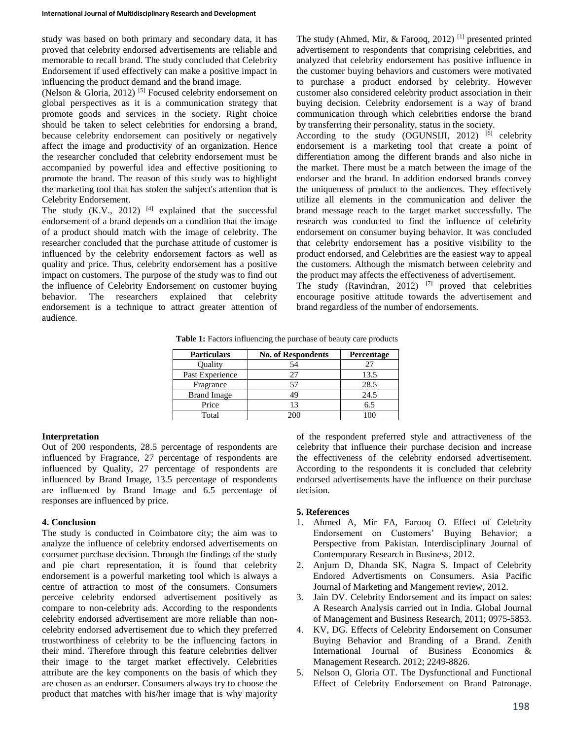study was based on both primary and secondary data, it has proved that celebrity endorsed advertisements are reliable and memorable to recall brand. The study concluded that Celebrity Endorsement if used effectively can make a positive impact in influencing the product demand and the brand image.

(Nelson & Gloria, 2012) [5] Focused celebrity endorsement on global perspectives as it is a communication strategy that promote goods and services in the society. Right choice should be taken to select celebrities for endorsing a brand, because celebrity endorsement can positively or negatively affect the image and productivity of an organization. Hence the researcher concluded that celebrity endorsement must be accompanied by powerful idea and effective positioning to promote the brand. The reason of this study was to highlight the marketing tool that has stolen the subject's attention that is Celebrity Endorsement.

The study (K.V., 2012) [4] explained that the successful endorsement of a brand depends on a condition that the image of a product should match with the image of celebrity. The researcher concluded that the purchase attitude of customer is influenced by the celebrity endorsement factors as well as quality and price. Thus, celebrity endorsement has a positive impact on customers. The purpose of the study was to find out the influence of Celebrity Endorsement on customer buying behavior. The researchers explained that celebrity endorsement is a technique to attract greater attention of audience.

The study (Ahmed, Mir, & Farooq, 2012) [1] presented printed advertisement to respondents that comprising celebrities, and analyzed that celebrity endorsement has positive influence in the customer buying behaviors and customers were motivated to purchase a product endorsed by celebrity. However customer also considered celebrity product association in their buying decision. Celebrity endorsement is a way of brand communication through which celebrities endorse the brand by transferring their personality, status in the society.

According to the study (OGUNSIJI, 2012) [6] celebrity endorsement is a marketing tool that create a point of differentiation among the different brands and also niche in the market. There must be a match between the image of the endorser and the brand. In addition endorsed brands convey the uniqueness of product to the audiences. They effectively utilize all elements in the communication and deliver the brand message reach to the target market successfully. The research was conducted to find the influence of celebrity endorsement on consumer buying behavior. It was concluded that celebrity endorsement has a positive visibility to the product endorsed, and Celebrities are the easiest way to appeal the customers. Although the mismatch between celebrity and the product may affects the effectiveness of advertisement.

The study (Ravindran, 2012) [7] proved that celebrities encourage positive attitude towards the advertisement and brand regardless of the number of endorsements.

**Table 1:** Factors influencing the purchase of beauty care products

| Particulars | No. of Respondents | Percentage |
|---|---|---|
| Quality | 54 | 27 |
| Past Experience | 27 | 13.5 |
| Fragrance | 57 | 28.5 |
| Brand Image | 49 | 24.5 |
| Price | 13 | 6.5 |
| Total | 200 | 100 |

**Interpretation**

Out of 200 respondents, 28.5 percentage of respondents are influenced by Fragrance, 27 percentage of respondents are influenced by Quality, 27 percentage of respondents are influenced by Brand Image, 13.5 percentage of respondents are influenced by Brand Image and 6.5 percentage of responses are influenced by price.

## 4. Conclusion

The study is conducted in Coimbatore city; the aim was to analyze the influence of celebrity endorsed advertisements on consumer purchase decision. Through the findings of the study and pie chart representation, it is found that celebrity endorsement is a powerful marketing tool which is always a centre of attraction to most of the consumers. Consumers perceive celebrity endorsed advertisement positively as compare to non-celebrity ads. According to the respondents celebrity endorsed advertisement are more reliable than non-celebrity endorsed advertisement due to which they preferred trustworthiness of celebrity to be the influencing factors in their mind. Therefore through this feature celebrities deliver their image to the target market effectively. Celebrities attribute are the key components on the basis of which they are chosen as an endorser. Consumers always try to choose the product that matches with his/her image that is why majority of the respondent preferred style and attractiveness of the celebrity that influence their purchase decision and increase the effectiveness of the celebrity endorsed advertisement. According to the respondents it is concluded that celebrity endorsed advertisements have the influence on their purchase decision.

## 5. References

1. Ahmed A, Mir FA, Farooq O. Effect of Celebrity Endorsement on Customers' Buying Behavior; a Perspective from Pakistan. Interdisciplinary Journal of Contemporary Research in Business, 2012.
2. Anjum D, Dhanda SK, Nagra S. Impact of Celebrity Endored Advertisments on Consumers. Asia Pacific Journal of Marketing and Mangement review, 2012.
3. Jain DV. Celebrity Endorsement and its impact on sales: A Research Analysis carried out in India. Global Journal of Management and Business Research, 2011; 0975-5853.
4. KV, DG. Effects of Celebrity Endorsement on Consumer Buying Behavior and Branding of a Brand. Zenith International Journal of Business Economics & Management Research. 2012; 2249-8826.
5. Nelson O, Gloria OT. The Dysfunctional and Functional Effect of Celebrity Endorsement on Brand Patronage.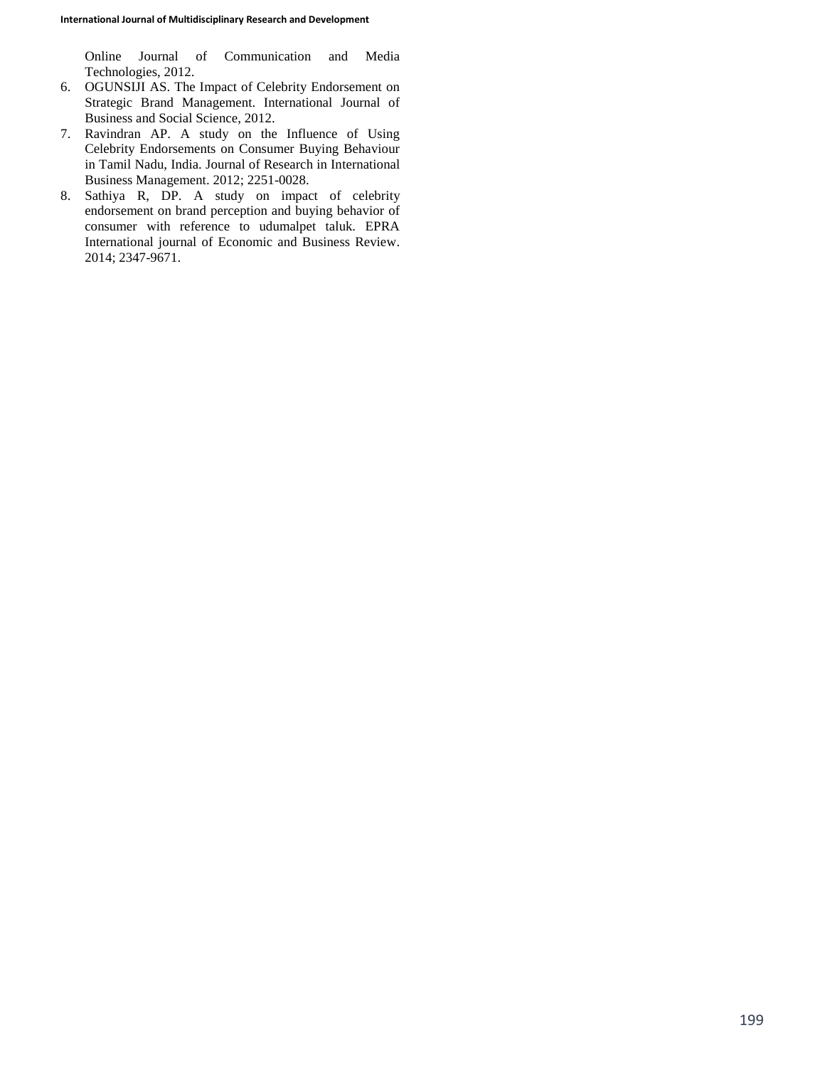Online Journal of Communication and Media Technologies, 2012.

6. OGUNSIJI AS. The Impact of Celebrity Endorsement on Strategic Brand Management. International Journal of Business and Social Science, 2012.
7. Ravindran AP. A study on the Influence of Using Celebrity Endorsements on Consumer Buying Behaviour in Tamil Nadu, India. Journal of Research in International Business Management. 2012; 2251-0028.
8. Sathiya R, DP. A study on impact of celebrity endorsement on brand perception and buying behavior of consumer with reference to udumalpet taluk. EPRA International journal of Economic and Business Review. 2014; 2347-9671.